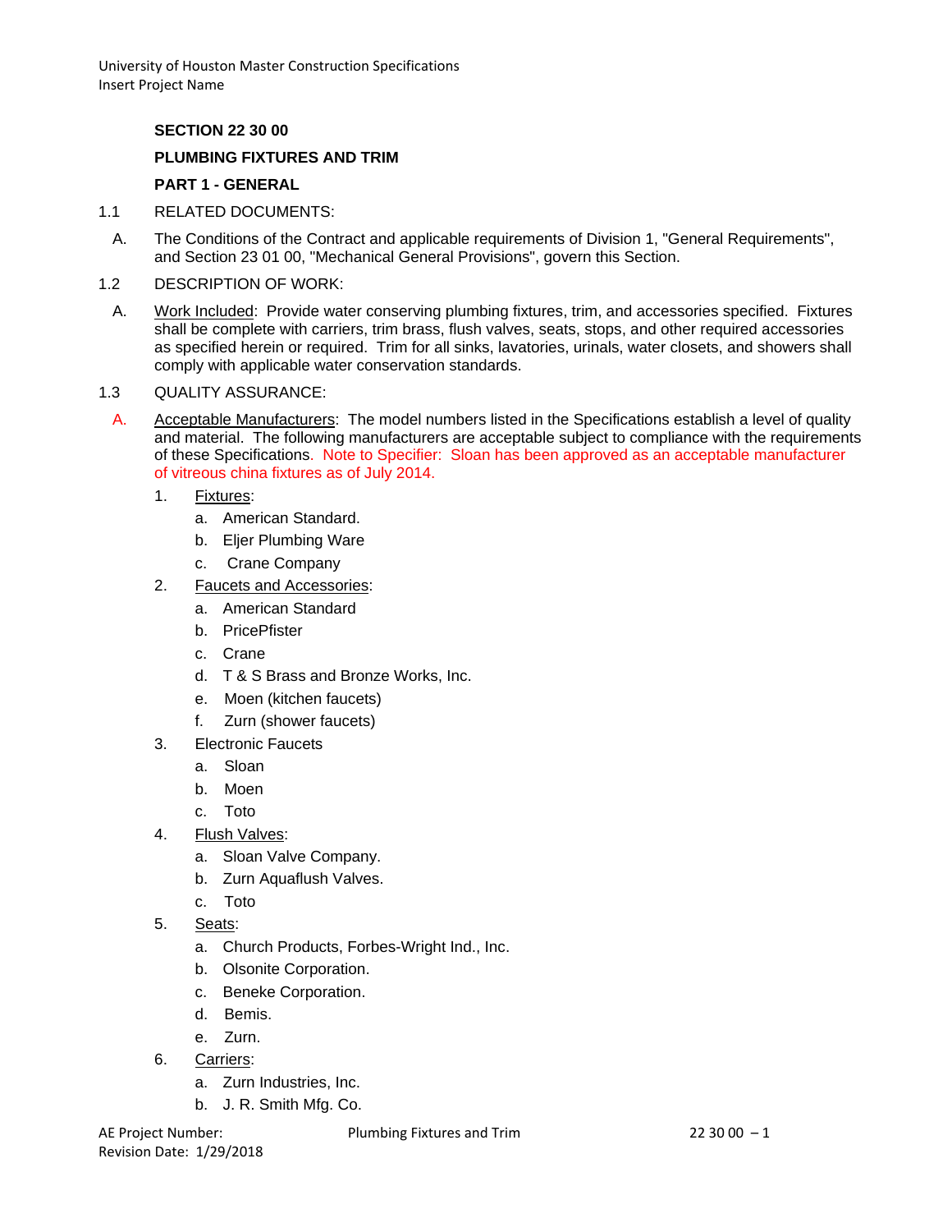## SECTION 22 30 00

## PLUMBING FIXTURES AND TRIM

### PART 1 - GENERAL

1.1 RELATED DOCUMENTS:

A. The Conditions of the Contract and applicable requirements of Division 1, "General Requirements", and Section 23 01 00, "Mechanical General Provisions", govern this Section.

1.2 DESCRIPTION OF WORK:

A. Work Included: Provide water conserving plumbing fixtures, trim, and accessories specified. Fixtures shall be complete with carriers, trim brass, flush valves, seats, stops, and other required accessories as specified herein or required. Trim for all sinks, lavatories, urinals, water closets, and showers shall comply with applicable water conservation standards.

1.3 QUALITY ASSURANCE:

A. Acceptable Manufacturers: The model numbers listed in the Specifications establish a level of quality and material. The following manufacturers are acceptable subject to compliance with the requirements of these Specifications. Note to Specifier: Sloan has been approved as an acceptable manufacturer of vitreous china fixtures as of July 2014.

1. Fixtures:
   a. American Standard.
   b. Eljer Plumbing Ware
   c. Crane Company
2. Faucets and Accessories:
   a. American Standard
   b. PricePfister
   c. Crane
   d. T & S Brass and Bronze Works, Inc.
   e. Moen (kitchen faucets)
   f. Zurn (shower faucets)
3. Electronic Faucets
   a. Sloan
   b. Moen
   c. Toto
4. Flush Valves:
   a. Sloan Valve Company.
   b. Zurn Aquaflush Valves.
   c. Toto
5. Seats:
   a. Church Products, Forbes-Wright Ind., Inc.
   b. Olsonite Corporation.
   c. Beneke Corporation.
   d. Bemis.
   e. Zurn.
6. Carriers:
   a. Zurn Industries, Inc.
   b. J. R. Smith Mfg. Co.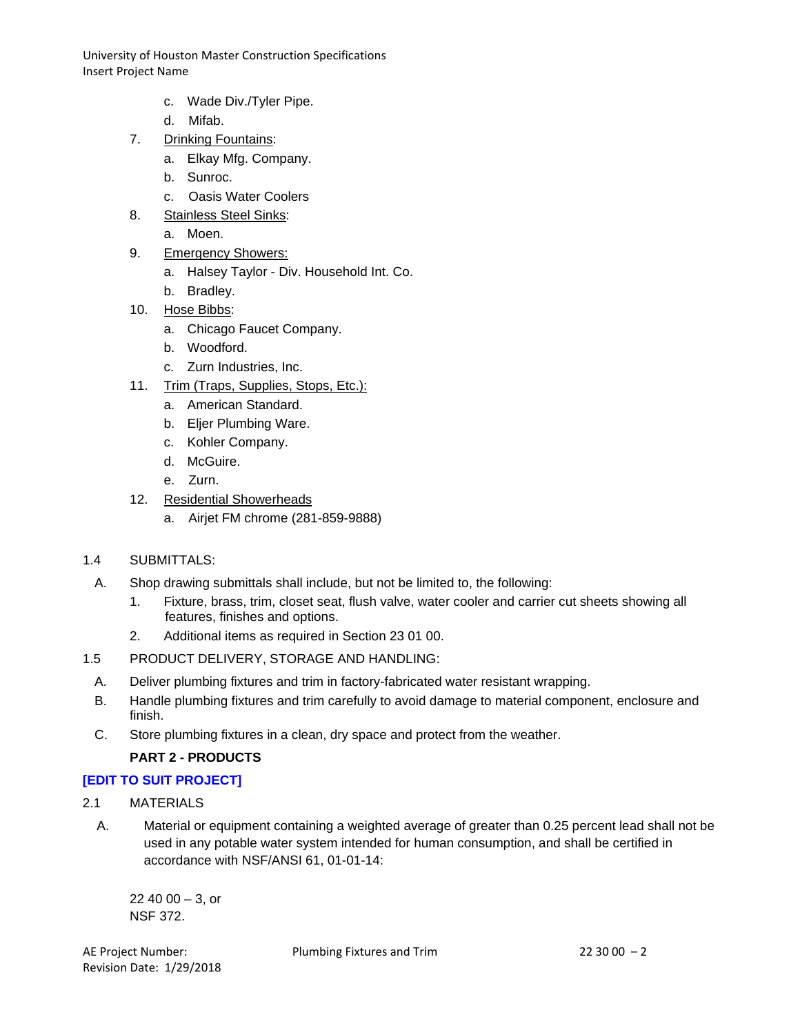c. Wade Div./Tyler Pipe.
    d. Mifab.
7. <u>Drinking Fountains</u>:
    a. Elkay Mfg. Company.
    b. Sunroc.
    c. Oasis Water Coolers
8. <u>Stainless Steel Sinks</u>:
    a. Moen.
9. <u>Emergency Showers:</u>
    a. Halsey Taylor - Div. Household Int. Co.
    b. Bradley.
10. <u>Hose Bibbs</u>:
    a. Chicago Faucet Company.
    b. Woodford.
    c. Zurn Industries, Inc.
11. <u>Trim (Traps, Supplies, Stops, Etc.):</u>
    a. American Standard.
    b. Eljer Plumbing Ware.
    c. Kohler Company.
    d. McGuire.
    e. Zurn.
12. <u>Residential Showerheads</u>
    a. Airjet FM chrome (281-859-9888)

1.4 SUBMITTALS:

A. Shop drawing submittals shall include, but not be limited to, the following:
   1. Fixture, brass, trim, closet seat, flush valve, water cooler and carrier cut sheets showing all features, finishes and options.
   2. Additional items as required in Section 23 01 00.

1.5 PRODUCT DELIVERY, STORAGE AND HANDLING:

A. Deliver plumbing fixtures and trim in factory-fabricated water resistant wrapping.

B. Handle plumbing fixtures and trim carefully to avoid damage to material component, enclosure and finish.

C. Store plumbing fixtures in a clean, dry space and protect from the weather.

**PART 2 - PRODUCTS**

**[EDIT TO SUIT PROJECT]**

2.1 MATERIALS

A. Material or equipment containing a weighted average of greater than 0.25 percent lead shall not be used in any potable water system intended for human consumption, and shall be certified in accordance with NSF/ANSI 61, 01-01-14:

22 40 00 – 3, or
NSF 372.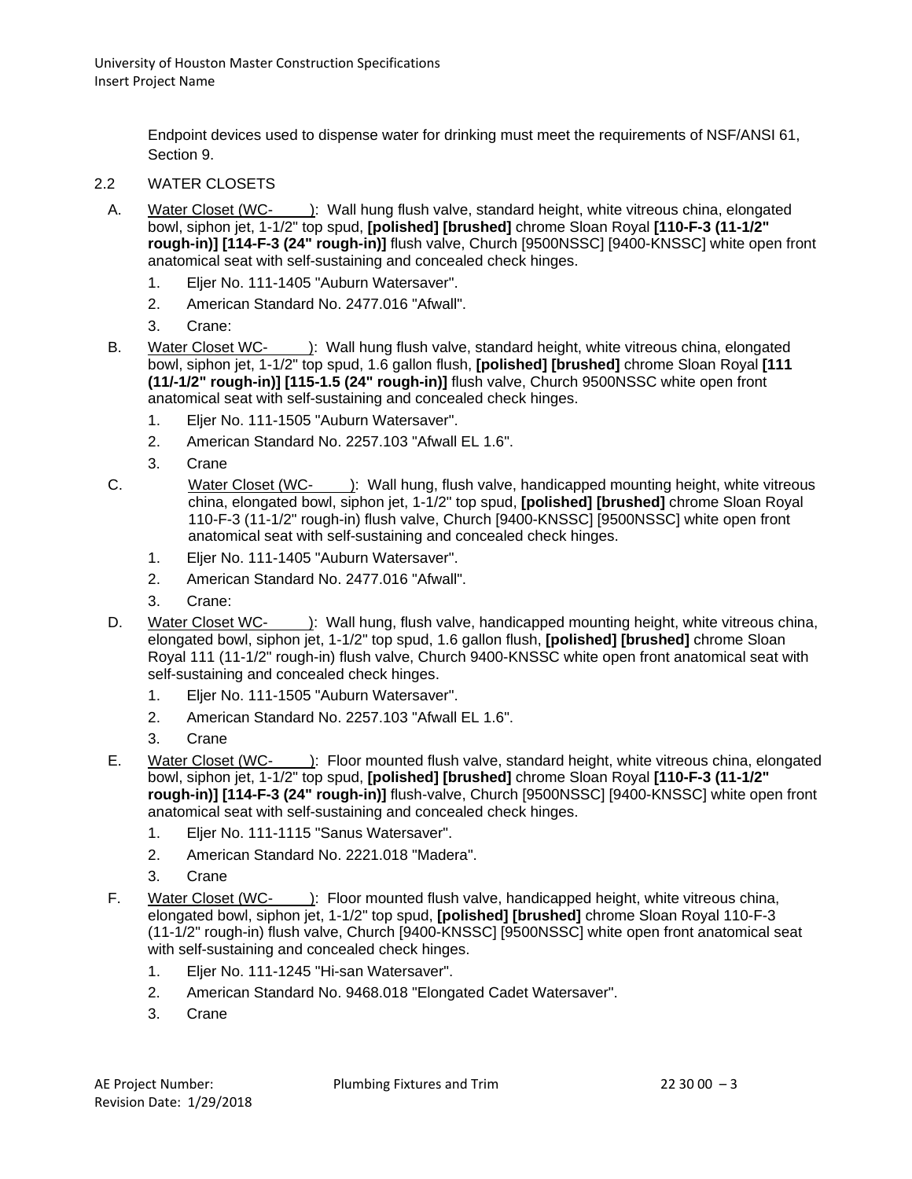Endpoint devices used to dispense water for drinking must meet the requirements of NSF/ANSI 61, Section 9.

2.2 WATER CLOSETS

A. Water Closet (WC- ): Wall hung flush valve, standard height, white vitreous china, elongated bowl, siphon jet, 1-1/2" top spud, **[polished] [brushed]** chrome Sloan Royal **[110-F-3 (11-1/2" rough-in)] [114-F-3 (24" rough-in)]** flush valve, Church [9500NSSC] [9400-KNSSC] white open front anatomical seat with self-sustaining and concealed check hinges.

1. Eljer No. 111-1405 "Auburn Watersaver".
2. American Standard No. 2477.016 "Afwall".
3. Crane:

B. Water Closet WC- ): Wall hung flush valve, standard height, white vitreous china, elongated bowl, siphon jet, 1-1/2" top spud, 1.6 gallon flush, **[polished] [brushed]** chrome Sloan Royal **[111 (11/-1/2" rough-in)] [115-1.5 (24" rough-in)]** flush valve, Church 9500NSSC white open front anatomical seat with self-sustaining and concealed check hinges.

1. Eljer No. 111-1505 "Auburn Watersaver".
2. American Standard No. 2257.103 "Afwall EL 1.6".
3. Crane

C. Water Closet (WC- ): Wall hung, flush valve, handicapped mounting height, white vitreous china, elongated bowl, siphon jet, 1-1/2" top spud, **[polished] [brushed]** chrome Sloan Royal 110-F-3 (11-1/2" rough-in) flush valve, Church [9400-KNSSC] [9500NSSC] white open front anatomical seat with self-sustaining and concealed check hinges.

1. Eljer No. 111-1405 "Auburn Watersaver".
2. American Standard No. 2477.016 "Afwall".
3. Crane:

D. Water Closet WC- ): Wall hung, flush valve, handicapped mounting height, white vitreous china, elongated bowl, siphon jet, 1-1/2" top spud, 1.6 gallon flush, **[polished] [brushed]** chrome Sloan Royal 111 (11-1/2" rough-in) flush valve, Church 9400-KNSSC white open front anatomical seat with self-sustaining and concealed check hinges.

1. Eljer No. 111-1505 "Auburn Watersaver".
2. American Standard No. 2257.103 "Afwall EL 1.6".
3. Crane

E. Water Closet (WC- ): Floor mounted flush valve, standard height, white vitreous china, elongated bowl, siphon jet, 1-1/2" top spud, **[polished] [brushed]** chrome Sloan Royal **[110-F-3 (11-1/2" rough-in)] [114-F-3 (24" rough-in)]** flush-valve, Church [9500NSSC] [9400-KNSSC] white open front anatomical seat with self-sustaining and concealed check hinges.

1. Eljer No. 111-1115 "Sanus Watersaver".
2. American Standard No. 2221.018 "Madera".
3. Crane

F. Water Closet (WC- ): Floor mounted flush valve, handicapped height, white vitreous china, elongated bowl, siphon jet, 1-1/2" top spud, **[polished] [brushed]** chrome Sloan Royal 110-F-3 (11-1/2" rough-in) flush valve, Church [9400-KNSSC] [9500NSSC] white open front anatomical seat with self-sustaining and concealed check hinges.

1. Eljer No. 111-1245 "Hi-san Watersaver".
2. American Standard No. 9468.018 "Elongated Cadet Watersaver".
3. Crane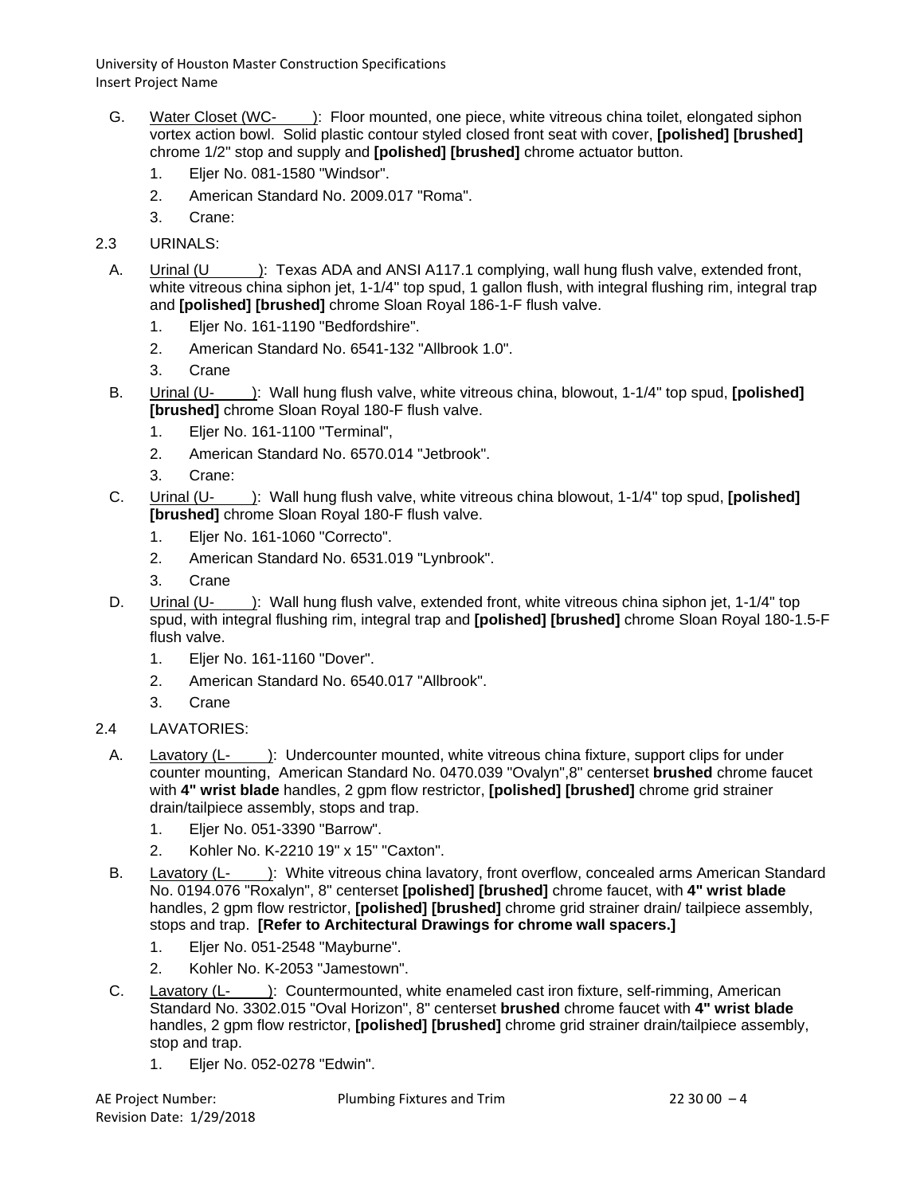G. Water Closet (WC-     ): Floor mounted, one piece, white vitreous china toilet, elongated siphon vortex action bowl. Solid plastic contour styled closed front seat with cover, **[polished] [brushed]** chrome 1/2" stop and supply and **[polished] [brushed]** chrome actuator button.

1. Eljer No. 081-1580 "Windsor".
2. American Standard No. 2009.017 "Roma".
3. Crane:

2.3 URINALS:

A. Urinal (U      ): Texas ADA and ANSI A117.1 complying, wall hung flush valve, extended front, white vitreous china siphon jet, 1-1/4" top spud, 1 gallon flush, with integral flushing rim, integral trap and **[polished] [brushed]** chrome Sloan Royal 186-1-F flush valve.

1. Eljer No. 161-1190 "Bedfordshire".
2. American Standard No. 6541-132 "Allbrook 1.0".
3. Crane

B. Urinal (U-     ): Wall hung flush valve, white vitreous china, blowout, 1-1/4" top spud, **[polished] [brushed]** chrome Sloan Royal 180-F flush valve.

1. Eljer No. 161-1100 "Terminal",
2. American Standard No. 6570.014 "Jetbrook".
3. Crane:

C. Urinal (U-     ): Wall hung flush valve, white vitreous china blowout, 1-1/4" top spud, **[polished] [brushed]** chrome Sloan Royal 180-F flush valve.

1. Eljer No. 161-1060 "Correcto".
2. American Standard No. 6531.019 "Lynbrook".
3. Crane

D. Urinal (U-     ): Wall hung flush valve, extended front, white vitreous china siphon jet, 1-1/4" top spud, with integral flushing rim, integral trap and **[polished] [brushed]** chrome Sloan Royal 180-1.5-F flush valve.

1. Eljer No. 161-1160 "Dover".
2. American Standard No. 6540.017 "Allbrook".
3. Crane

2.4 LAVATORIES:

A. Lavatory (L-     ): Undercounter mounted, white vitreous china fixture, support clips for under counter mounting, American Standard No. 0470.039 "Ovalyn",8" centerset **brushed** chrome faucet with **4" wrist blade** handles, 2 gpm flow restrictor, **[polished] [brushed]** chrome grid strainer drain/tailpiece assembly, stops and trap.

1. Eljer No. 051-3390 "Barrow".
2. Kohler No. K-2210 19" x 15" "Caxton".

B. Lavatory (L-     ): White vitreous china lavatory, front overflow, concealed arms American Standard No. 0194.076 "Roxalyn", 8" centerset **[polished] [brushed]** chrome faucet, with **4" wrist blade** handles, 2 gpm flow restrictor, **[polished] [brushed]** chrome grid strainer drain/ tailpiece assembly, stops and trap. **[Refer to Architectural Drawings for chrome wall spacers.]**

1. Eljer No. 051-2548 "Mayburne".
2. Kohler No. K-2053 "Jamestown".

C. Lavatory (L-     ): Countermounted, white enameled cast iron fixture, self-rimming, American Standard No. 3302.015 "Oval Horizon", 8" centerset **brushed** chrome faucet with **4" wrist blade** handles, 2 gpm flow restrictor, **[polished] [brushed]** chrome grid strainer drain/tailpiece assembly, stop and trap.

1. Eljer No. 052-0278 "Edwin".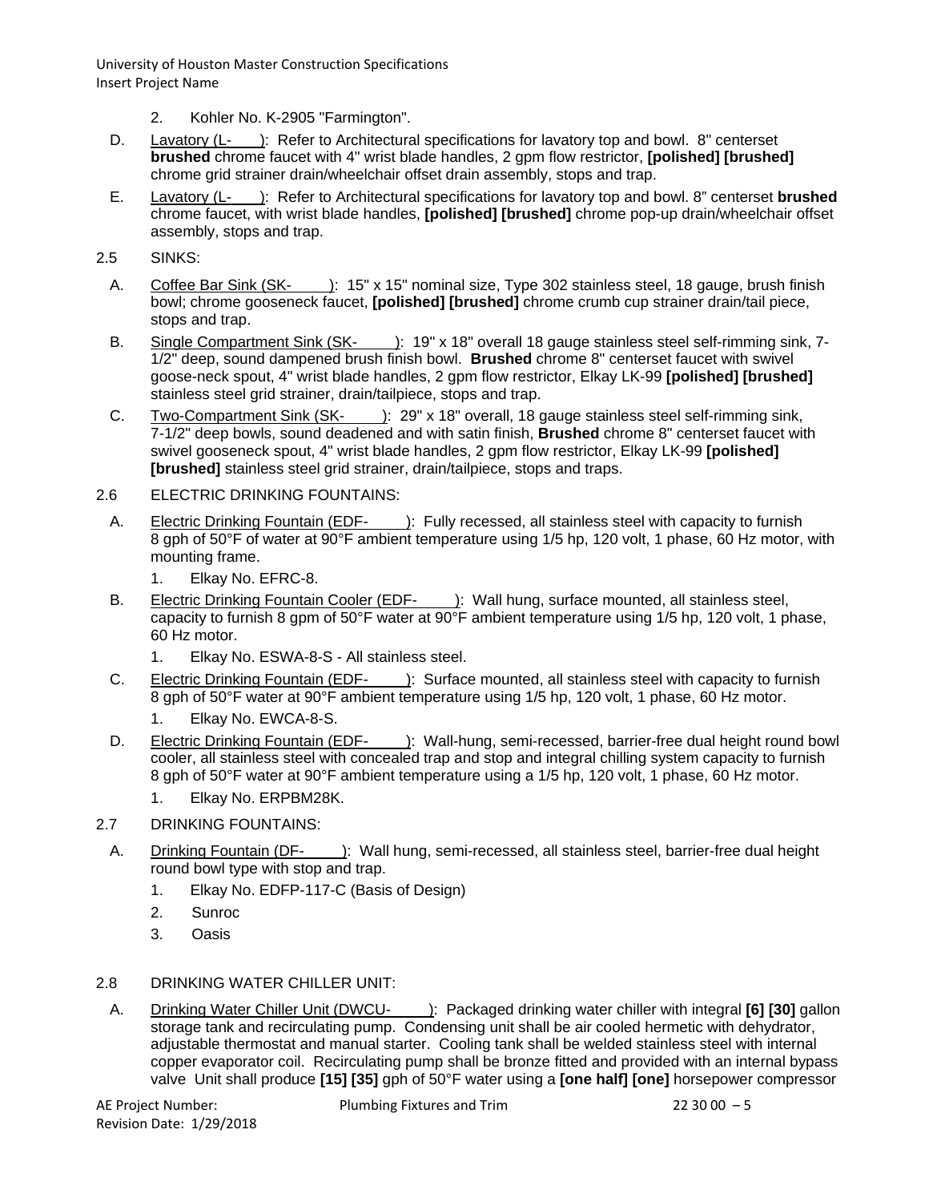2. Kohler No. K-2905 "Farmington".

D. Lavatory (L-\_\_\_\_): Refer to Architectural specifications for lavatory top and bowl. 8" centerset **brushed** chrome faucet with 4" wrist blade handles, 2 gpm flow restrictor, **[polished] [brushed]** chrome grid strainer drain/wheelchair offset drain assembly, stops and trap.

E. Lavatory (L-\_\_\_\_): Refer to Architectural specifications for lavatory top and bowl. 8" centerset **brushed** chrome faucet, with wrist blade handles, **[polished] [brushed]** chrome pop-up drain/wheelchair offset assembly, stops and trap.

2.5 SINKS:

A. Coffee Bar Sink (SK-\_\_\_\_\_): 15" x 15" nominal size, Type 302 stainless steel, 18 gauge, brush finish bowl; chrome gooseneck faucet, **[polished] [brushed]** chrome crumb cup strainer drain/tail piece, stops and trap.

B. Single Compartment Sink (SK-\_\_\_\_\_): 19" x 18" overall 18 gauge stainless steel self-rimming sink, 7-1/2" deep, sound dampened brush finish bowl. **Brushed** chrome 8" centerset faucet with swivel goose-neck spout, 4" wrist blade handles, 2 gpm flow restrictor, Elkay LK-99 **[polished] [brushed]** stainless steel grid strainer, drain/tailpiece, stops and trap.

C. Two-Compartment Sink (SK-\_\_\_\_\_): 29" x 18" overall, 18 gauge stainless steel self-rimming sink, 7-1/2" deep bowls, sound deadened and with satin finish, **Brushed** chrome 8" centerset faucet with swivel gooseneck spout, 4" wrist blade handles, 2 gpm flow restrictor, Elkay LK-99 **[polished] [brushed]** stainless steel grid strainer, drain/tailpiece, stops and traps.

2.6 ELECTRIC DRINKING FOUNTAINS:

A. Electric Drinking Fountain (EDF-\_\_\_\_\_): Fully recessed, all stainless steel with capacity to furnish 8 gph of 50°F of water at 90°F ambient temperature using 1/5 hp, 120 volt, 1 phase, 60 Hz motor, with mounting frame.

1. Elkay No. EFRC-8.

B. Electric Drinking Fountain Cooler (EDF-\_\_\_\_\_): Wall hung, surface mounted, all stainless steel, capacity to furnish 8 gpm of 50°F water at 90°F ambient temperature using 1/5 hp, 120 volt, 1 phase, 60 Hz motor.

1. Elkay No. ESWA-8-S - All stainless steel.

C. Electric Drinking Fountain (EDF-\_\_\_\_\_): Surface mounted, all stainless steel with capacity to furnish 8 gph of 50°F water at 90°F ambient temperature using 1/5 hp, 120 volt, 1 phase, 60 Hz motor.

1. Elkay No. EWCA-8-S.

D. Electric Drinking Fountain (EDF-\_\_\_\_\_): Wall-hung, semi-recessed, barrier-free dual height round bowl cooler, all stainless steel with concealed trap and stop and integral chilling system capacity to furnish 8 gph of 50°F water at 90°F ambient temperature using a 1/5 hp, 120 volt, 1 phase, 60 Hz motor.

1. Elkay No. ERPBM28K.

2.7 DRINKING FOUNTAINS:

A. Drinking Fountain (DF-\_\_\_\_\_): Wall hung, semi-recessed, all stainless steel, barrier-free dual height round bowl type with stop and trap.

1. Elkay No. EDFP-117-C (Basis of Design)
2. Sunroc
3. Oasis

2.8 DRINKING WATER CHILLER UNIT:

A. Drinking Water Chiller Unit (DWCU-\_\_\_\_\_): Packaged drinking water chiller with integral **[6] [30]** gallon storage tank and recirculating pump. Condensing unit shall be air cooled hermetic with dehydrator, adjustable thermostat and manual starter. Cooling tank shall be welded stainless steel with internal copper evaporator coil. Recirculating pump shall be bronze fitted and provided with an internal bypass valve Unit shall produce **[15] [35]** gph of 50°F water using a **[one half] [one]** horsepower compressor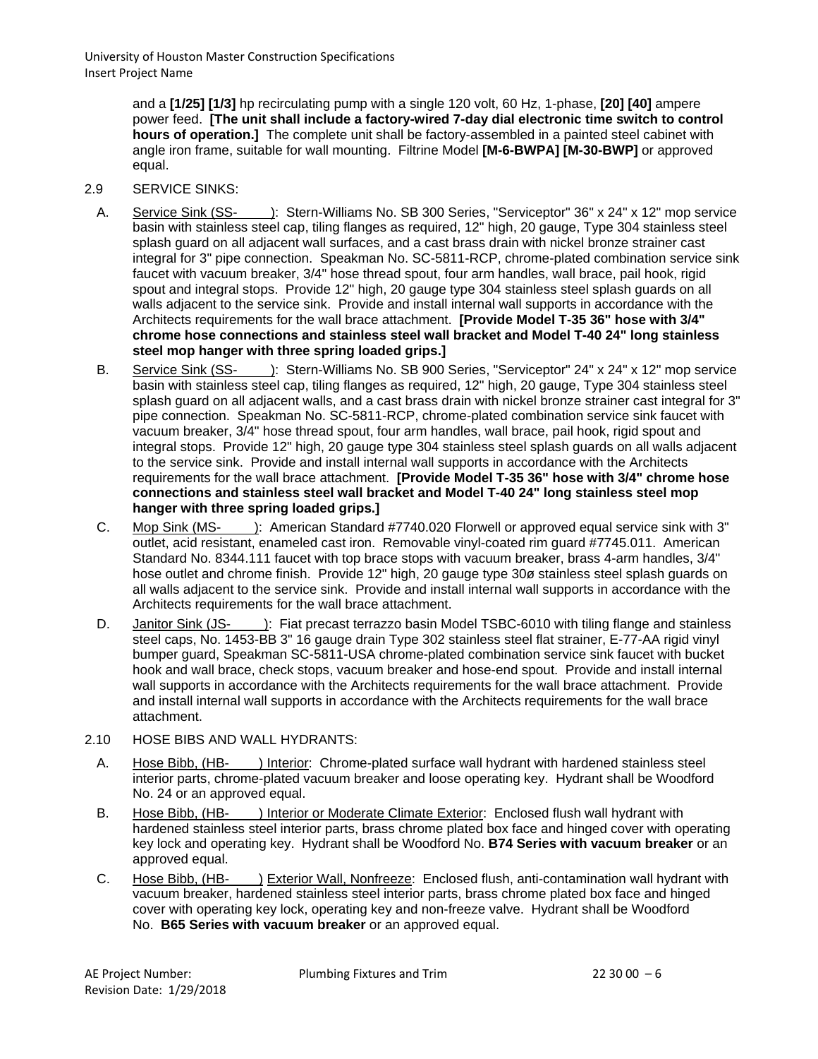and a **[1/25] [1/3]** hp recirculating pump with a single 120 volt, 60 Hz, 1-phase, **[20] [40]** ampere power feed. **[The unit shall include a factory-wired 7-day dial electronic time switch to control hours of operation.]** The complete unit shall be factory-assembled in a painted steel cabinet with angle iron frame, suitable for wall mounting. Filtrine Model **[M-6-BWPA] [M-30-BWP]** or approved equal.

2.9 SERVICE SINKS:

A. Service Sink (SS- ): Stern-Williams No. SB 300 Series, "Serviceptor" 36" x 24" x 12" mop service basin with stainless steel cap, tiling flanges as required, 12" high, 20 gauge, Type 304 stainless steel splash guard on all adjacent wall surfaces, and a cast brass drain with nickel bronze strainer cast integral for 3" pipe connection. Speakman No. SC-5811-RCP, chrome-plated combination service sink faucet with vacuum breaker, 3/4" hose thread spout, four arm handles, wall brace, pail hook, rigid spout and integral stops. Provide 12" high, 20 gauge type 304 stainless steel splash guards on all walls adjacent to the service sink. Provide and install internal wall supports in accordance with the Architects requirements for the wall brace attachment. **[Provide Model T-35 36" hose with 3/4" chrome hose connections and stainless steel wall bracket and Model T-40 24" long stainless steel mop hanger with three spring loaded grips.]**

B. Service Sink (SS- ): Stern-Williams No. SB 900 Series, "Serviceptor" 24" x 24" x 12" mop service basin with stainless steel cap, tiling flanges as required, 12" high, 20 gauge, Type 304 stainless steel splash guard on all adjacent walls, and a cast brass drain with nickel bronze strainer cast integral for 3" pipe connection. Speakman No. SC-5811-RCP, chrome-plated combination service sink faucet with vacuum breaker, 3/4" hose thread spout, four arm handles, wall brace, pail hook, rigid spout and integral stops. Provide 12" high, 20 gauge type 304 stainless steel splash guards on all walls adjacent to the service sink. Provide and install internal wall supports in accordance with the Architects requirements for the wall brace attachment. **[Provide Model T-35 36" hose with 3/4" chrome hose connections and stainless steel wall bracket and Model T-40 24" long stainless steel mop hanger with three spring loaded grips.]**

C. Mop Sink (MS- ): American Standard #7740.020 Florwell or approved equal service sink with 3" outlet, acid resistant, enameled cast iron. Removable vinyl-coated rim guard #7745.011. American Standard No. 8344.111 faucet with top brace stops with vacuum breaker, brass 4-arm handles, 3/4" hose outlet and chrome finish. Provide 12" high, 20 gauge type 30ø stainless steel splash guards on all walls adjacent to the service sink. Provide and install internal wall supports in accordance with the Architects requirements for the wall brace attachment.

D. Janitor Sink (JS- ): Fiat precast terrazzo basin Model TSBC-6010 with tiling flange and stainless steel caps, No. 1453-BB 3" 16 gauge drain Type 302 stainless steel flat strainer, E-77-AA rigid vinyl bumper guard, Speakman SC-5811-USA chrome-plated combination service sink faucet with bucket hook and wall brace, check stops, vacuum breaker and hose-end spout. Provide and install internal wall supports in accordance with the Architects requirements for the wall brace attachment. Provide and install internal wall supports in accordance with the Architects requirements for the wall brace attachment.

2.10 HOSE BIBS AND WALL HYDRANTS:

A. Hose Bibb, (HB- ) Interior: Chrome-plated surface wall hydrant with hardened stainless steel interior parts, chrome-plated vacuum breaker and loose operating key. Hydrant shall be Woodford No. 24 or an approved equal.

B. Hose Bibb, (HB- ) Interior or Moderate Climate Exterior: Enclosed flush wall hydrant with hardened stainless steel interior parts, brass chrome plated box face and hinged cover with operating key lock and operating key. Hydrant shall be Woodford No. **B74 Series with vacuum breaker** or an approved equal.

C. Hose Bibb, (HB- ) Exterior Wall, Nonfreeze: Enclosed flush, anti-contamination wall hydrant with vacuum breaker, hardened stainless steel interior parts, brass chrome plated box face and hinged cover with operating key lock, operating key and non-freeze valve. Hydrant shall be Woodford No. **B65 Series with vacuum breaker** or an approved equal.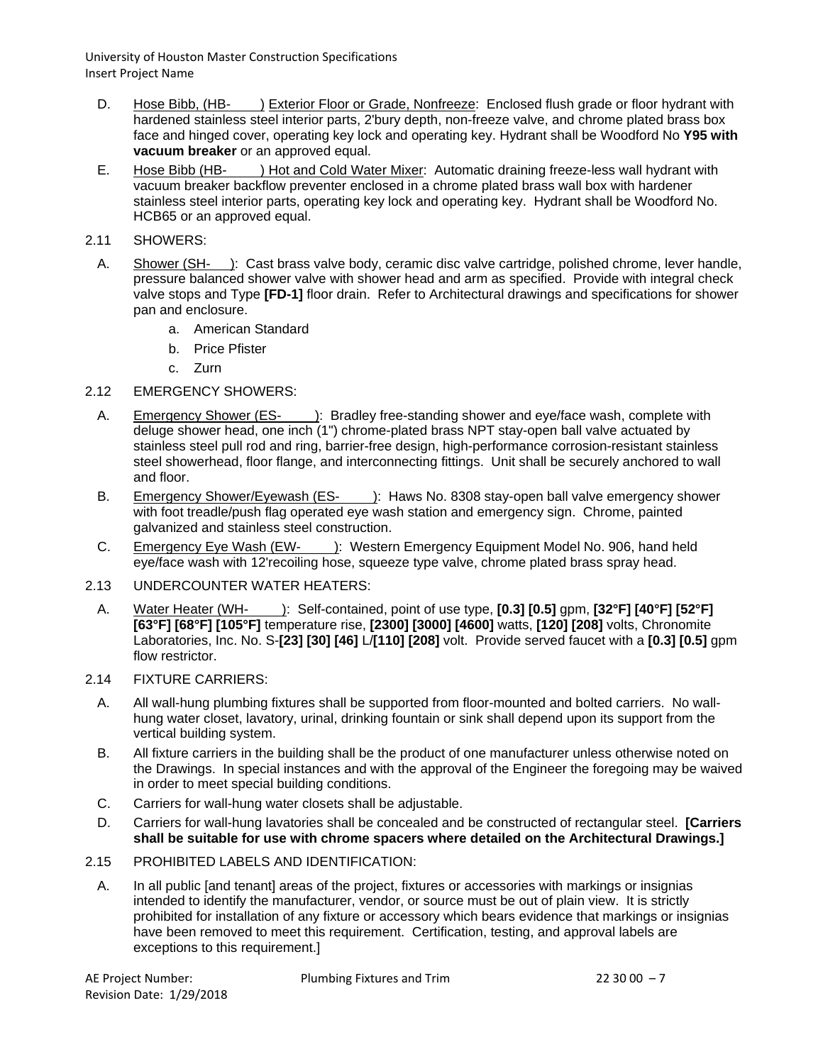D. Hose Bibb, (HB-      ) Exterior Floor or Grade, Nonfreeze: Enclosed flush grade or floor hydrant with hardened stainless steel interior parts, 2'bury depth, non-freeze valve, and chrome plated brass box face and hinged cover, operating key lock and operating key. Hydrant shall be Woodford No **Y95 with vacuum breaker** or an approved equal.

E. Hose Bibb (HB-      ) Hot and Cold Water Mixer: Automatic draining freeze-less wall hydrant with vacuum breaker backflow preventer enclosed in a chrome plated brass wall box with hardener stainless steel interior parts, operating key lock and operating key. Hydrant shall be Woodford No. HCB65 or an approved equal.

2.11 SHOWERS:

A. Shower (SH-    ): Cast brass valve body, ceramic disc valve cartridge, polished chrome, lever handle, pressure balanced shower valve with shower head and arm as specified. Provide with integral check valve stops and Type **[FD-1]** floor drain. Refer to Architectural drawings and specifications for shower pan and enclosure.

   a. American Standard
   b. Price Pfister
   c. Zurn

2.12 EMERGENCY SHOWERS:

A. Emergency Shower (ES-      ): Bradley free-standing shower and eye/face wash, complete with deluge shower head, one inch (1") chrome-plated brass NPT stay-open ball valve actuated by stainless steel pull rod and ring, barrier-free design, high-performance corrosion-resistant stainless steel showerhead, floor flange, and interconnecting fittings. Unit shall be securely anchored to wall and floor.

B. Emergency Shower/Eyewash (ES-      ): Haws No. 8308 stay-open ball valve emergency shower with foot treadle/push flag operated eye wash station and emergency sign. Chrome, painted galvanized and stainless steel construction.

C. Emergency Eye Wash (EW-      ): Western Emergency Equipment Model No. 906, hand held eye/face wash with 12'recoiling hose, squeeze type valve, chrome plated brass spray head.

2.13 UNDERCOUNTER WATER HEATERS:

A. Water Heater (WH-      ): Self-contained, point of use type, **[0.3] [0.5]** gpm, **[32°F] [40°F] [52°F] [63°F] [68°F] [105°F]** temperature rise, **[2300] [3000] [4600]** watts, **[120] [208]** volts, Chronomite Laboratories, Inc. No. S-**[23] [30] [46]** L/**[110] [208]** volt. Provide served faucet with a **[0.3] [0.5]** gpm flow restrictor.

2.14 FIXTURE CARRIERS:

A. All wall-hung plumbing fixtures shall be supported from floor-mounted and bolted carriers. No wall-hung water closet, lavatory, urinal, drinking fountain or sink shall depend upon its support from the vertical building system.

B. All fixture carriers in the building shall be the product of one manufacturer unless otherwise noted on the Drawings. In special instances and with the approval of the Engineer the foregoing may be waived in order to meet special building conditions.

C. Carriers for wall-hung water closets shall be adjustable.

D. Carriers for wall-hung lavatories shall be concealed and be constructed of rectangular steel. **[Carriers shall be suitable for use with chrome spacers where detailed on the Architectural Drawings.]**

2.15 PROHIBITED LABELS AND IDENTIFICATION:

A. In all public [and tenant] areas of the project, fixtures or accessories with markings or insignias intended to identify the manufacturer, vendor, or source must be out of plain view. It is strictly prohibited for installation of any fixture or accessory which bears evidence that markings or insignias have been removed to meet this requirement. Certification, testing, and approval labels are exceptions to this requirement.]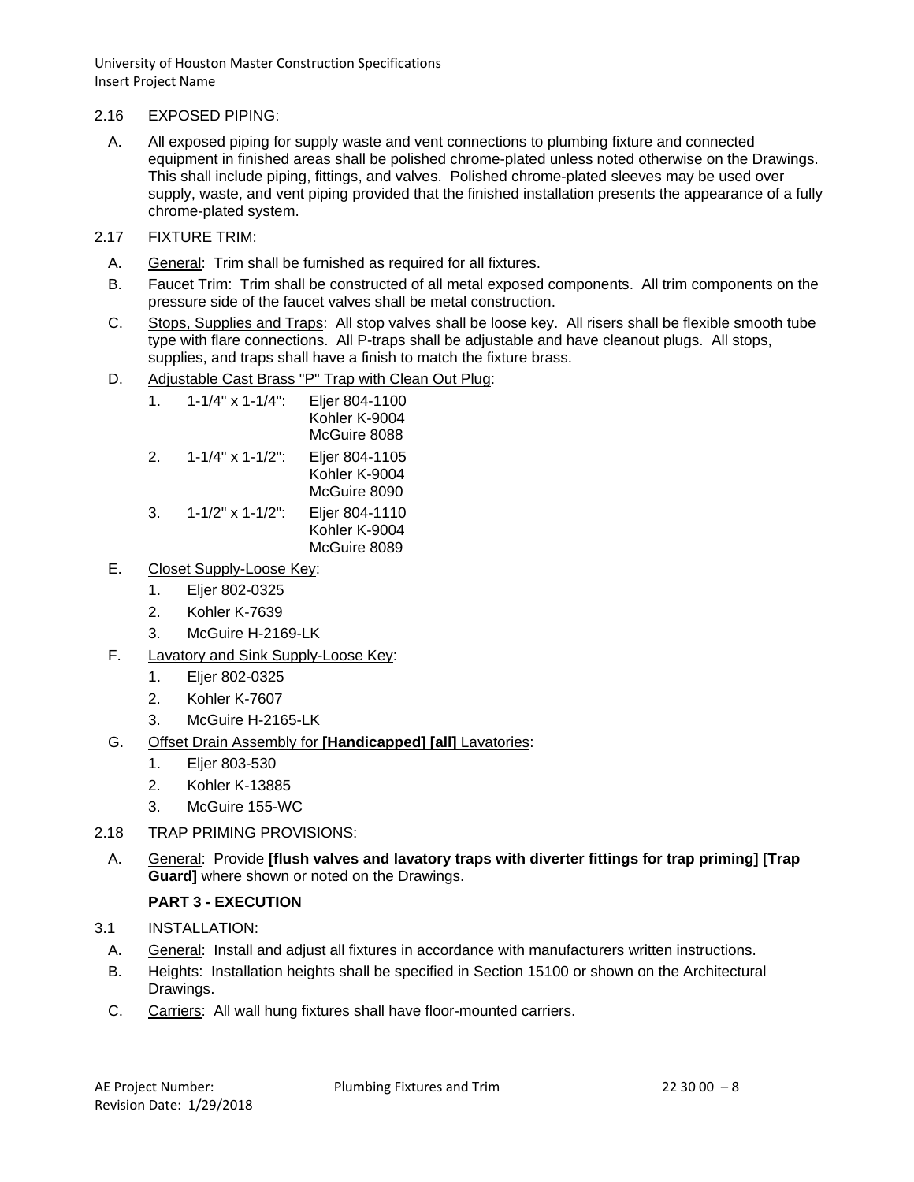2.16 EXPOSED PIPING:

A. All exposed piping for supply waste and vent connections to plumbing fixture and connected equipment in finished areas shall be polished chrome-plated unless noted otherwise on the Drawings. This shall include piping, fittings, and valves. Polished chrome-plated sleeves may be used over supply, waste, and vent piping provided that the finished installation presents the appearance of a fully chrome-plated system.

2.17 FIXTURE TRIM:

A. General: Trim shall be furnished as required for all fixtures.

B. Faucet Trim: Trim shall be constructed of all metal exposed components. All trim components on the pressure side of the faucet valves shall be metal construction.

C. Stops, Supplies and Traps: All stop valves shall be loose key. All risers shall be flexible smooth tube type with flare connections. All P-traps shall be adjustable and have cleanout plugs. All stops, supplies, and traps shall have a finish to match the fixture brass.

D. Adjustable Cast Brass "P" Trap with Clean Out Plug:

1. 1-1/4" x 1-1/4": Eljer 804-1100
   Kohler K-9004
   McGuire 8088
2. 1-1/4" x 1-1/2": Eljer 804-1105
   Kohler K-9004
   McGuire 8090
3. 1-1/2" x 1-1/2": Eljer 804-1110
   Kohler K-9004
   McGuire 8089

E. Closet Supply-Loose Key:

1. Eljer 802-0325
2. Kohler K-7639
3. McGuire H-2169-LK

F. Lavatory and Sink Supply-Loose Key:

1. Eljer 802-0325
2. Kohler K-7607
3. McGuire H-2165-LK

G. Offset Drain Assembly for **[Handicapped] [all]** Lavatories:

1. Eljer 803-530
2. Kohler K-13885
3. McGuire 155-WC

2.18 TRAP PRIMING PROVISIONS:

A. General: Provide **[flush valves and lavatory traps with diverter fittings for trap priming] [Trap Guard]** where shown or noted on the Drawings.

## PART 3 - EXECUTION

3.1 INSTALLATION:

A. General: Install and adjust all fixtures in accordance with manufacturers written instructions.

B. Heights: Installation heights shall be specified in Section 15100 or shown on the Architectural Drawings.

C. Carriers: All wall hung fixtures shall have floor-mounted carriers.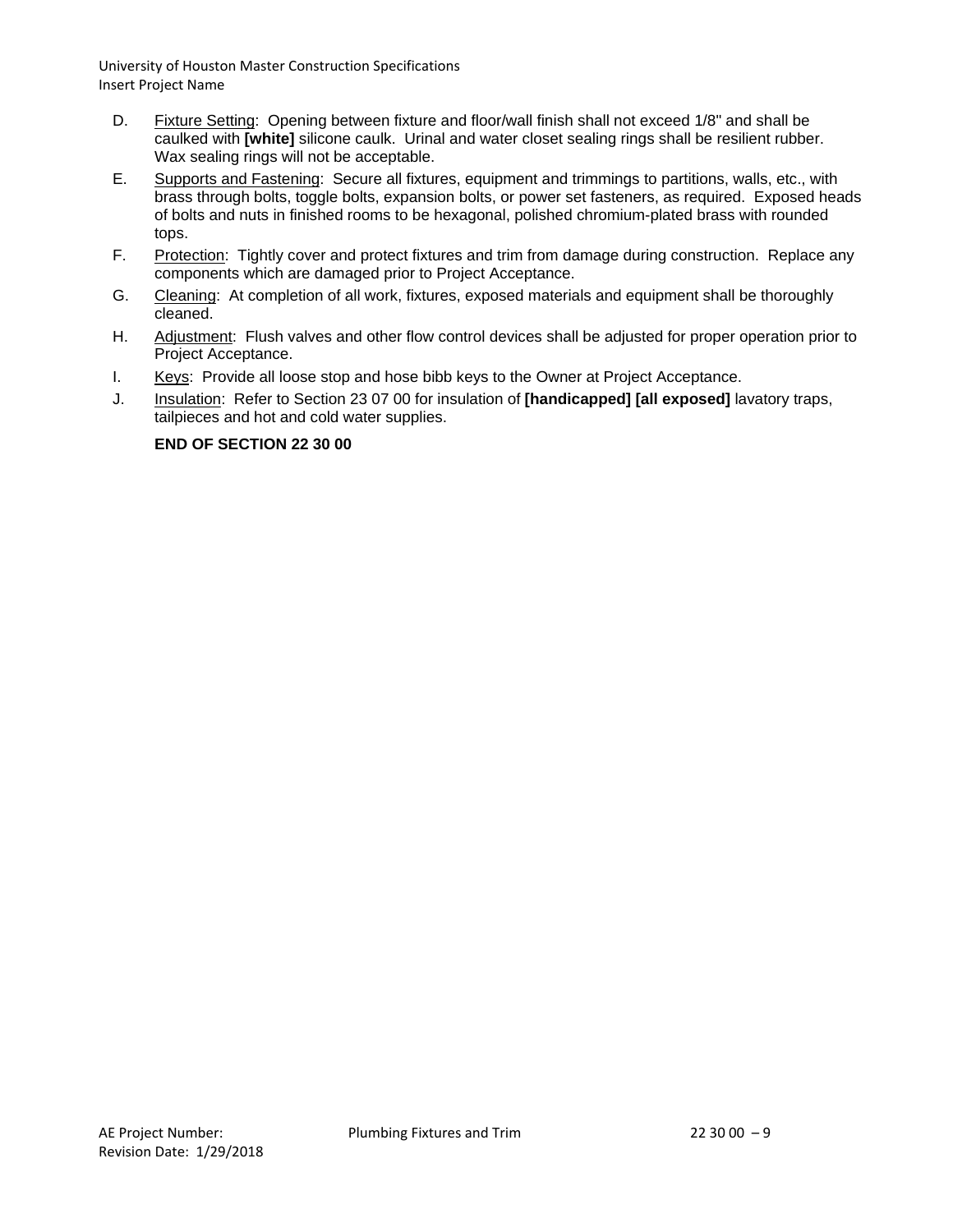D. Fixture Setting: Opening between fixture and floor/wall finish shall not exceed 1/8" and shall be caulked with **[white]** silicone caulk. Urinal and water closet sealing rings shall be resilient rubber. Wax sealing rings will not be acceptable.

E. Supports and Fastening: Secure all fixtures, equipment and trimmings to partitions, walls, etc., with brass through bolts, toggle bolts, expansion bolts, or power set fasteners, as required. Exposed heads of bolts and nuts in finished rooms to be hexagonal, polished chromium-plated brass with rounded tops.

F. Protection: Tightly cover and protect fixtures and trim from damage during construction. Replace any components which are damaged prior to Project Acceptance.

G. Cleaning: At completion of all work, fixtures, exposed materials and equipment shall be thoroughly cleaned.

H. Adjustment: Flush valves and other flow control devices shall be adjusted for proper operation prior to Project Acceptance.

I. Keys: Provide all loose stop and hose bibb keys to the Owner at Project Acceptance.

J. Insulation: Refer to Section 23 07 00 for insulation of **[handicapped] [all exposed]** lavatory traps, tailpieces and hot and cold water supplies.

**END OF SECTION 22 30 00**